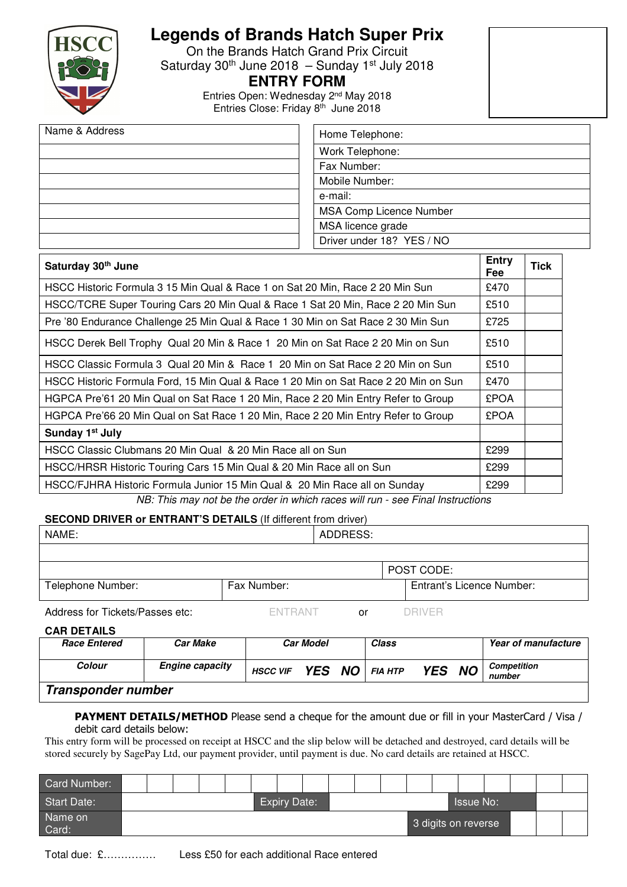# Legends of Brands Hatch Super Prix

On the Brands Hatch Grand Prix Circuit

Saturday 30th June 2018 – Sunday 1st July 2018

## ENTRY FORM

Entries Open: Wednesday 2nd May 2018

Entries Close: Friday 8th June 2018

| Name & Address | Home Telephone: |
|---|---|
| | Work Telephone: |
| | Fax Number: |
| | Mobile Number: |
| | e-mail: |
| | MSA Comp Licence Number |
| | MSA licence grade |
| | Driver under 18? YES / NO |

| Saturday 30th June | Entry Fee | Tick |
|---|---|---|
| HSCC Historic Formula 3 15 Min Qual & Race 1 on Sat 20 Min, Race 2 20 Min Sun | £470 | |
| HSCC/TCRE Super Touring Cars 20 Min Qual & Race 1 Sat 20 Min, Race 2 20 Min Sun | £510 | |
| Pre '80 Endurance Challenge 25 Min Qual & Race 1 30 Min on Sat Race 2 30 Min Sun | £725 | |
| HSCC Derek Bell Trophy Qual 20 Min & Race 1 20 Min on Sat Race 2 20 Min on Sun | £510 | |
| HSCC Classic Formula 3 Qual 20 Min & Race 1 20 Min on Sat Race 2 20 Min on Sun | £510 | |
| HSCC Historic Formula Ford, 15 Min Qual & Race 1 20 Min on Sat Race 2 20 Min on Sun | £470 | |
| HGPCA Pre'61 20 Min Qual on Sat Race 1 20 Min, Race 2 20 Min Entry Refer to Group | £POA | |
| HGPCA Pre'66 20 Min Qual on Sat Race 1 20 Min, Race 2 20 Min Entry Refer to Group | £POA | |
| **Sunday 1st July** | | |
| HSCC Classic Clubmans 20 Min Qual & 20 Min Race all on Sun | £299 | |
| HSCC/HRSR Historic Touring Cars 15 Min Qual & 20 Min Race all on Sun | £299 | |
| HSCC/FJHRA Historic Formula Junior 15 Min Qual & 20 Min Race all on Sunday | £299 | |

*NB: This may not be the order in which races will run - see Final Instructions*

**SECOND DRIVER or ENTRANT'S DETAILS** (If different from driver)

| NAME: | ADDRESS: | |
|---|---|---|
| | | |
| | | POST CODE: |
| Telephone Number: | Fax Number: | Entrant's Licence Number: |

Address for Tickets/Passes etc: ENTRANT or DRIVER

**CAR DETAILS**

| ***Race Entered*** | ***Car Make*** | ***Car Model*** | ***Class*** | ***Year of manufacture*** |
|---|---|---|---|---|
| ***Colour*** | ***Engine capacity*** | ***HSCC VIF*** ***YES NO*** | ***FIA HTP*** ***YES NO*** | ***Competition number*** |
| ***Transponder number*** | | | | |

**PAYMENT DETAILS/METHOD** Please send a cheque for the amount due or fill in your MasterCard / Visa / debit card details below:

This entry form will be processed on receipt at HSCC and the slip below will be detached and destroyed, card details will be stored securely by SagePay Ltd, our payment provider, until payment is due. No card details are retained at HSCC.

| Card Number: | | | |
|---|---|---|---|
| Start Date: | Expiry Date: | Issue No: | |
| Name on Card: | | 3 digits on reverse | |

Total due: £…………… Less £50 for each additional Race entered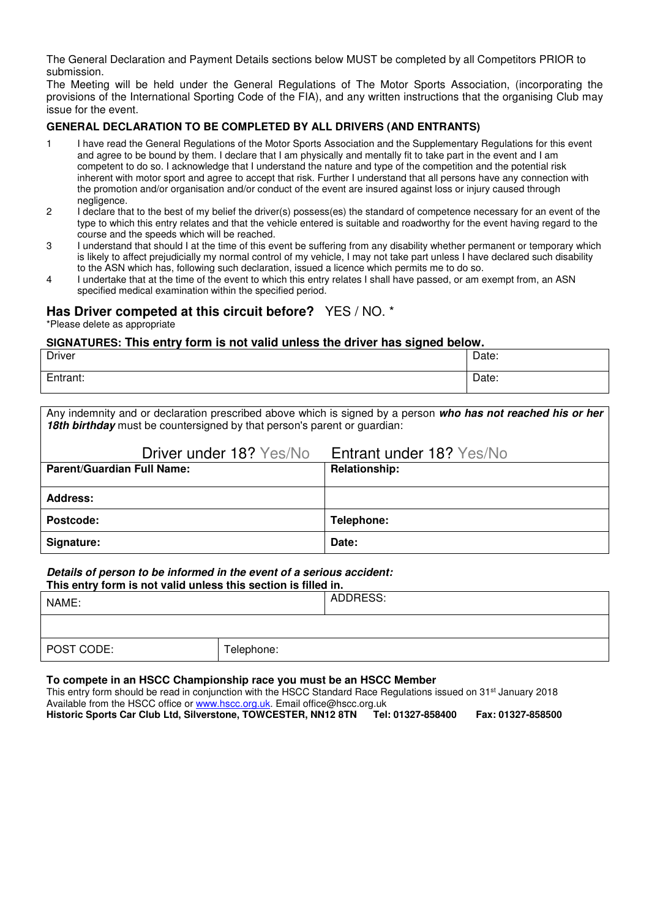The General Declaration and Payment Details sections below MUST be completed by all Competitors PRIOR to submission.

The Meeting will be held under the General Regulations of The Motor Sports Association, (incorporating the provisions of the International Sporting Code of the FIA), and any written instructions that the organising Club may issue for the event.

**GENERAL DECLARATION TO BE COMPLETED BY ALL DRIVERS (AND ENTRANTS)**

1. I have read the General Regulations of the Motor Sports Association and the Supplementary Regulations for this event and agree to be bound by them. I declare that I am physically and mentally fit to take part in the event and I am competent to do so. I acknowledge that I understand the nature and type of the competition and the potential risk inherent with motor sport and agree to accept that risk. Further I understand that all persons have any connection with the promotion and/or organisation and/or conduct of the event are insured against loss or injury caused through negligence.
2. I declare that to the best of my belief the driver(s) possess(es) the standard of competence necessary for an event of the type to which this entry relates and that the vehicle entered is suitable and roadworthy for the event having regard to the course and the speeds which will be reached.
3. I understand that should I at the time of this event be suffering from any disability whether permanent or temporary which is likely to affect prejudicially my normal control of my vehicle, I may not take part unless I have declared such disability to the ASN which has, following such declaration, issued a licence which permits me to do so.
4. I undertake that at the time of the event to which this entry relates I shall have passed, or am exempt from, an ASN specified medical examination within the specified period.

## Has Driver competed at this circuit before? YES / NO. *

*Please delete as appropriate

### SIGNATURES: This entry form is not valid unless the driver has signed below.

| | |
|---|---|
| Driver | Date: |
| Entrant: | Date: |

Any indemnity and or declaration prescribed above which is signed by a person ***who has not reached his or her 18th birthday*** must be countersigned by that person's parent or guardian:

| Driver under 18? Yes/No | Entrant under 18? Yes/No |
|---|---|
| **Parent/Guardian Full Name:** | **Relationship:** |
| **Address:** | |
| **Postcode:** | **Telephone:** |
| **Signature:** | **Date:** |

***Details of person to be informed in the event of a serious accident:***

**This entry form is not valid unless this section is filled in.**

| | | |
|---|---|---|
| NAME: | | ADDRESS: |
| | | |
| POST CODE: | Telephone: | |

**To compete in an HSCC Championship race you must be an HSCC Member**

This entry form should be read in conjunction with the HSCC Standard Race Regulations issued on 31st January 2018

Available from the HSCC office or www.hscc.org.uk. Email office@hscc.org.uk

**Historic Sports Car Club Ltd, Silverstone, TOWCESTER, NN12 8TN Tel: 01327-858400 Fax: 01327-858500**